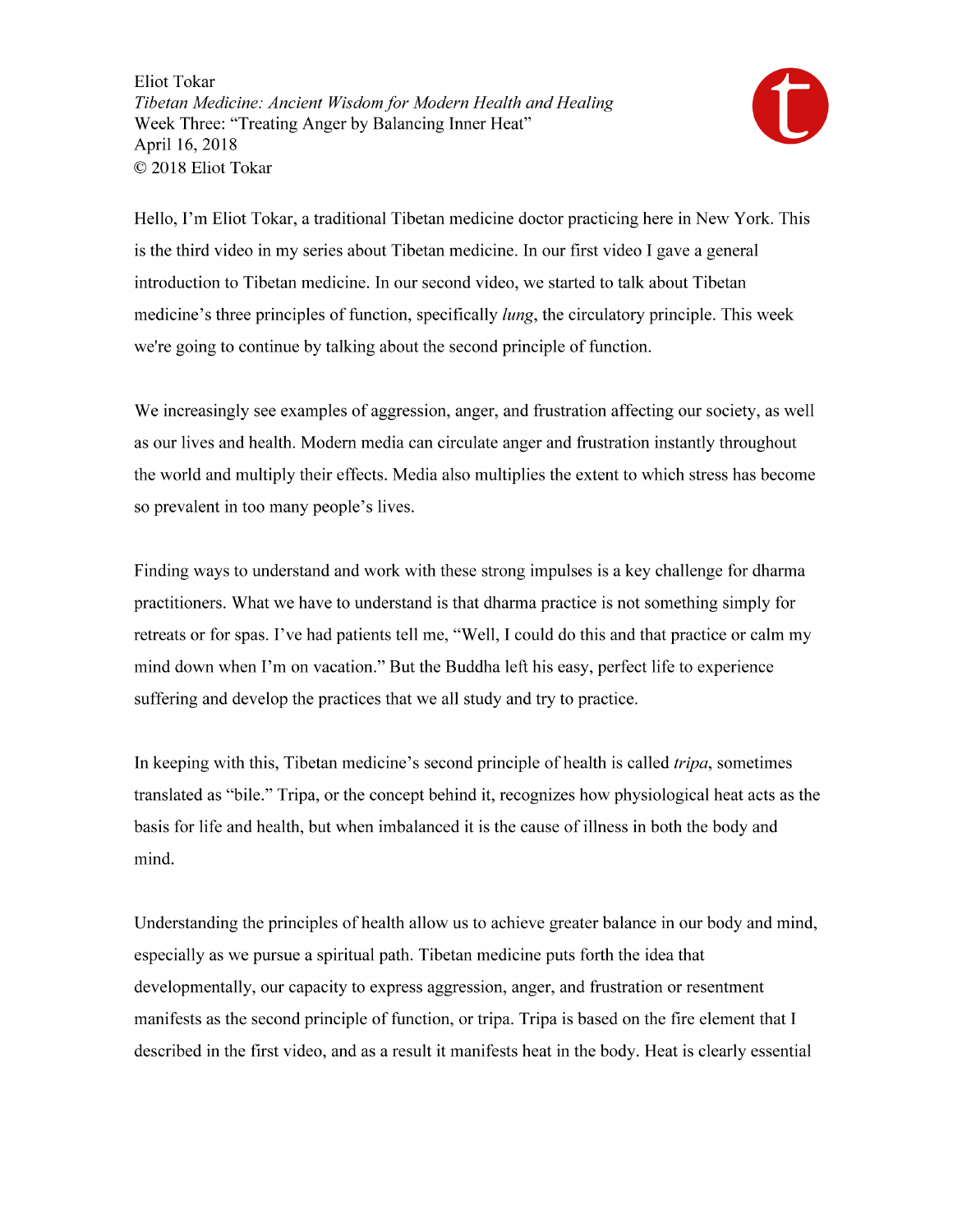Eliot Tokar
*Tibetan Medicine: Ancient Wisdom for Modern Health and Healing*
Week Three: "Treating Anger by Balancing Inner Heat"
April 16, 2018
© 2018 Eliot Tokar

Hello, I'm Eliot Tokar, a traditional Tibetan medicine doctor practicing here in New York. This is the third video in my series about Tibetan medicine. In our first video I gave a general introduction to Tibetan medicine. In our second video, we started to talk about Tibetan medicine's three principles of function, specifically *lung*, the circulatory principle. This week we're going to continue by talking about the second principle of function.

We increasingly see examples of aggression, anger, and frustration affecting our society, as well as our lives and health. Modern media can circulate anger and frustration instantly throughout the world and multiply their effects. Media also multiplies the extent to which stress has become so prevalent in too many people's lives.

Finding ways to understand and work with these strong impulses is a key challenge for dharma practitioners. What we have to understand is that dharma practice is not something simply for retreats or for spas. I've had patients tell me, "Well, I could do this and that practice or calm my mind down when I'm on vacation." But the Buddha left his easy, perfect life to experience suffering and develop the practices that we all study and try to practice.

In keeping with this, Tibetan medicine's second principle of health is called *tripa*, sometimes translated as "bile." Tripa, or the concept behind it, recognizes how physiological heat acts as the basis for life and health, but when imbalanced it is the cause of illness in both the body and mind.

Understanding the principles of health allow us to achieve greater balance in our body and mind, especially as we pursue a spiritual path. Tibetan medicine puts forth the idea that developmentally, our capacity to express aggression, anger, and frustration or resentment manifests as the second principle of function, or tripa. Tripa is based on the fire element that I described in the first video, and as a result it manifests heat in the body. Heat is clearly essential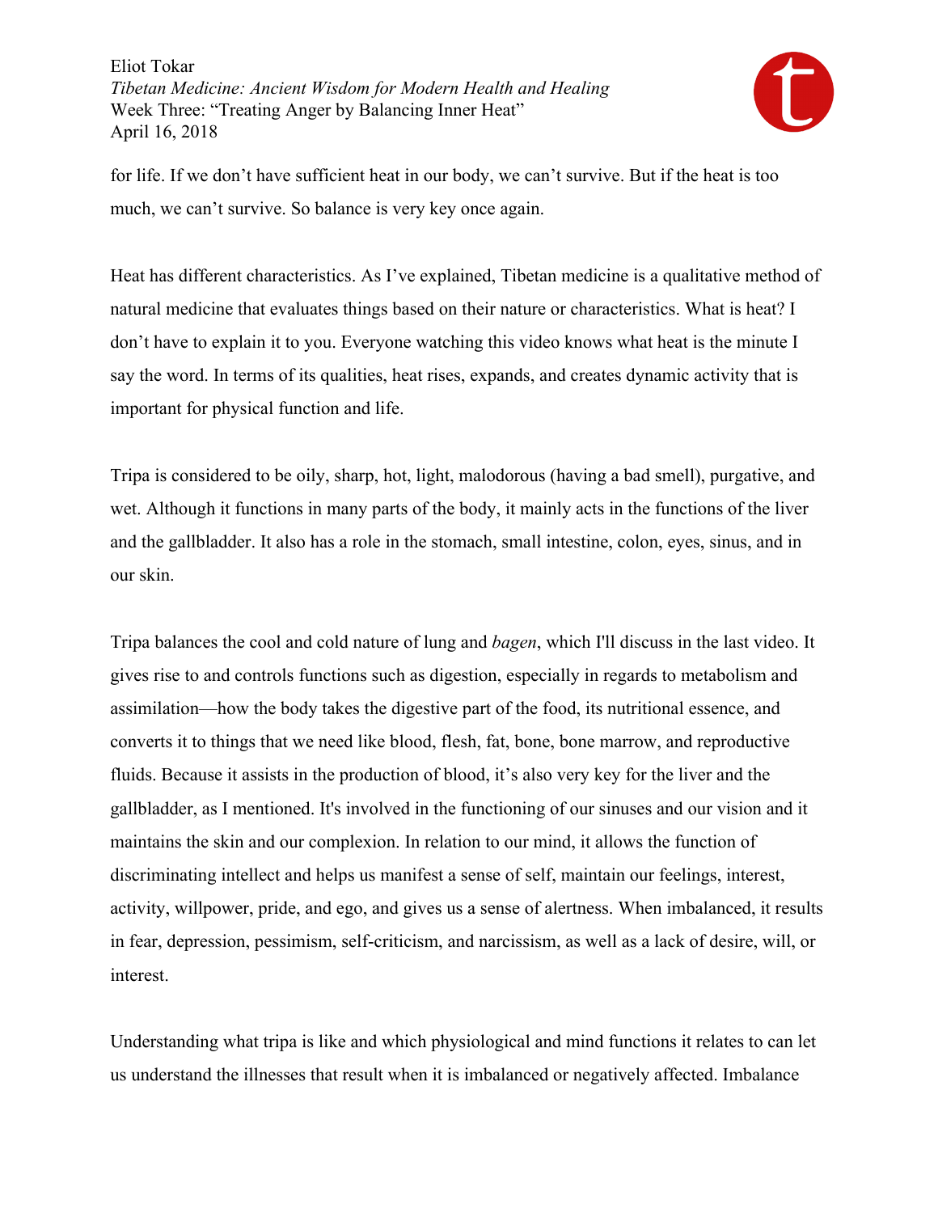for life. If we don't have sufficient heat in our body, we can't survive. But if the heat is too much, we can't survive. So balance is very key once again.

Heat has different characteristics. As I've explained, Tibetan medicine is a qualitative method of natural medicine that evaluates things based on their nature or characteristics. What is heat? I don't have to explain it to you. Everyone watching this video knows what heat is the minute I say the word. In terms of its qualities, heat rises, expands, and creates dynamic activity that is important for physical function and life.

Tripa is considered to be oily, sharp, hot, light, malodorous (having a bad smell), purgative, and wet. Although it functions in many parts of the body, it mainly acts in the functions of the liver and the gallbladder. It also has a role in the stomach, small intestine, colon, eyes, sinus, and in our skin.

Tripa balances the cool and cold nature of lung and *bagen*, which I'll discuss in the last video. It gives rise to and controls functions such as digestion, especially in regards to metabolism and assimilation—how the body takes the digestive part of the food, its nutritional essence, and converts it to things that we need like blood, flesh, fat, bone, bone marrow, and reproductive fluids. Because it assists in the production of blood, it's also very key for the liver and the gallbladder, as I mentioned. It's involved in the functioning of our sinuses and our vision and it maintains the skin and our complexion. In relation to our mind, it allows the function of discriminating intellect and helps us manifest a sense of self, maintain our feelings, interest, activity, willpower, pride, and ego, and gives us a sense of alertness. When imbalanced, it results in fear, depression, pessimism, self-criticism, and narcissism, as well as a lack of desire, will, or interest.

Understanding what tripa is like and which physiological and mind functions it relates to can let us understand the illnesses that result when it is imbalanced or negatively affected. Imbalance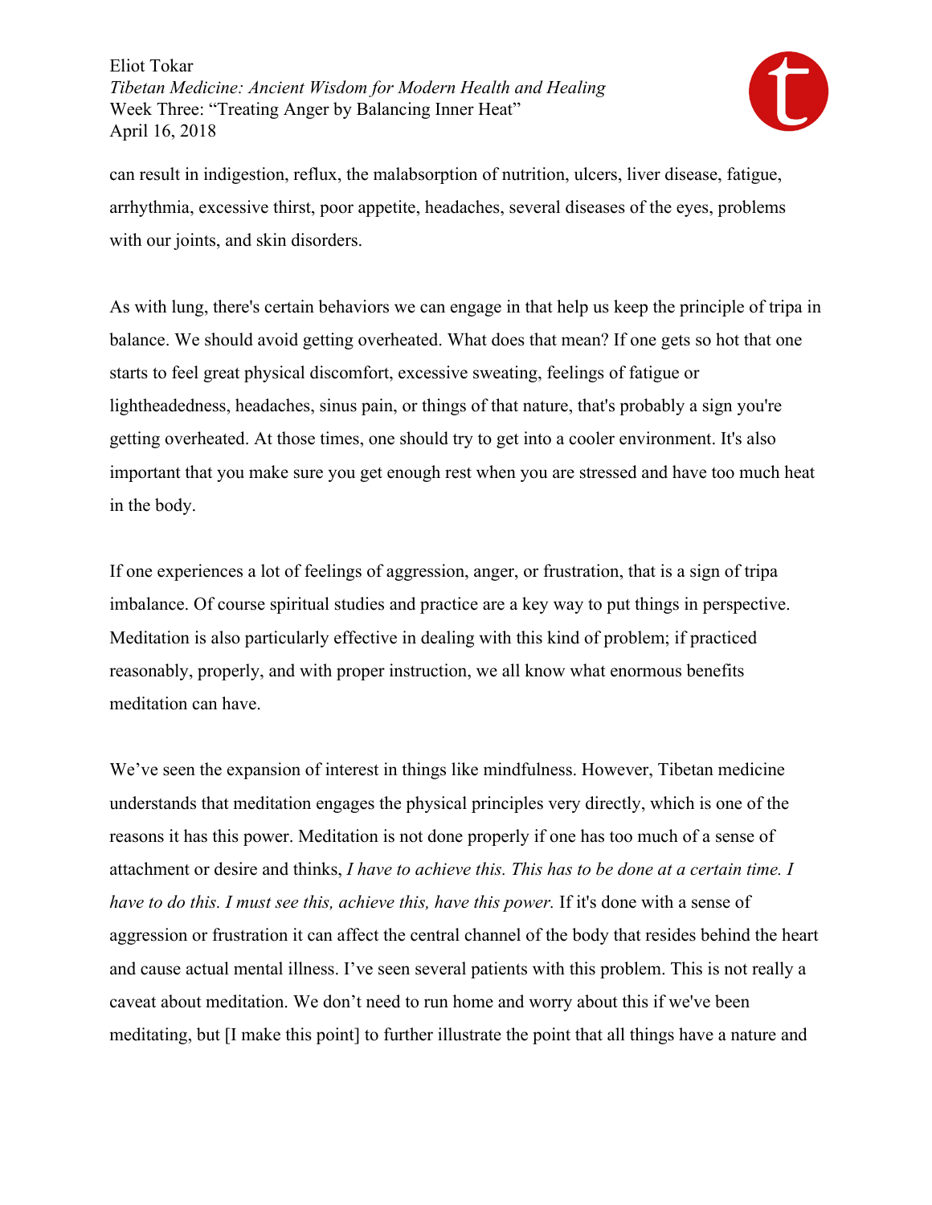can result in indigestion, reflux, the malabsorption of nutrition, ulcers, liver disease, fatigue, arrhythmia, excessive thirst, poor appetite, headaches, several diseases of the eyes, problems with our joints, and skin disorders.

As with lung, there's certain behaviors we can engage in that help us keep the principle of tripa in balance. We should avoid getting overheated. What does that mean? If one gets so hot that one starts to feel great physical discomfort, excessive sweating, feelings of fatigue or lightheadedness, headaches, sinus pain, or things of that nature, that's probably a sign you're getting overheated. At those times, one should try to get into a cooler environment. It's also important that you make sure you get enough rest when you are stressed and have too much heat in the body.

If one experiences a lot of feelings of aggression, anger, or frustration, that is a sign of tripa imbalance. Of course spiritual studies and practice are a key way to put things in perspective. Meditation is also particularly effective in dealing with this kind of problem; if practiced reasonably, properly, and with proper instruction, we all know what enormous benefits meditation can have.

We've seen the expansion of interest in things like mindfulness. However, Tibetan medicine understands that meditation engages the physical principles very directly, which is one of the reasons it has this power. Meditation is not done properly if one has too much of a sense of attachment or desire and thinks, *I have to achieve this. This has to be done at a certain time. I have to do this. I must see this, achieve this, have this power.* If it's done with a sense of aggression or frustration it can affect the central channel of the body that resides behind the heart and cause actual mental illness. I've seen several patients with this problem. This is not really a caveat about meditation. We don't need to run home and worry about this if we've been meditating, but [I make this point] to further illustrate the point that all things have a nature and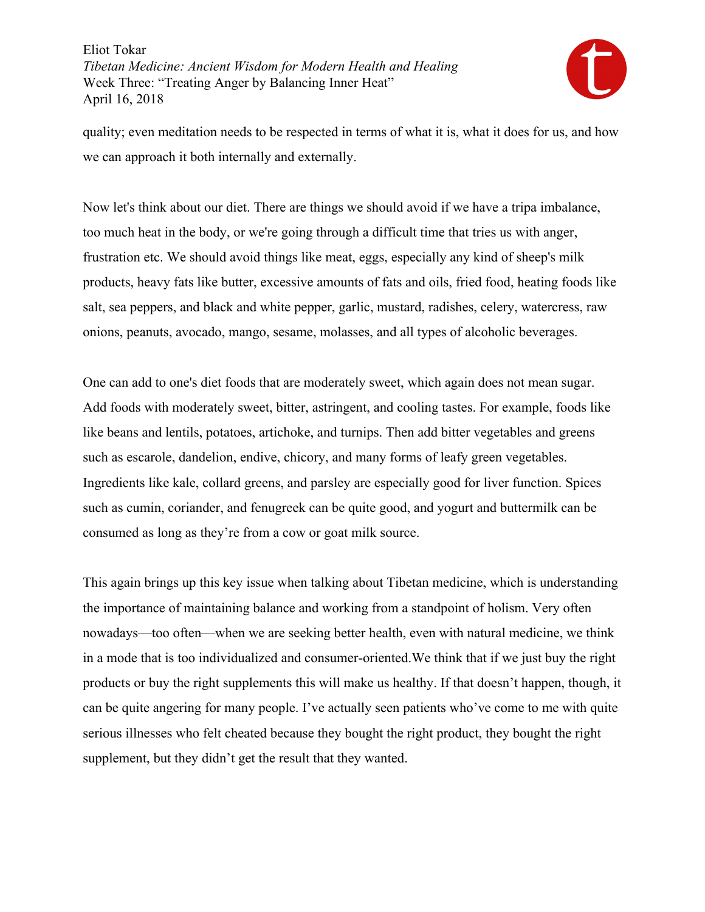quality; even meditation needs to be respected in terms of what it is, what it does for us, and how we can approach it both internally and externally.

Now let's think about our diet. There are things we should avoid if we have a tripa imbalance, too much heat in the body, or we're going through a difficult time that tries us with anger, frustration etc. We should avoid things like meat, eggs, especially any kind of sheep's milk products, heavy fats like butter, excessive amounts of fats and oils, fried food, heating foods like salt, sea peppers, and black and white pepper, garlic, mustard, radishes, celery, watercress, raw onions, peanuts, avocado, mango, sesame, molasses, and all types of alcoholic beverages.

One can add to one's diet foods that are moderately sweet, which again does not mean sugar. Add foods with moderately sweet, bitter, astringent, and cooling tastes. For example, foods like like beans and lentils, potatoes, artichoke, and turnips. Then add bitter vegetables and greens such as escarole, dandelion, endive, chicory, and many forms of leafy green vegetables. Ingredients like kale, collard greens, and parsley are especially good for liver function. Spices such as cumin, coriander, and fenugreek can be quite good, and yogurt and buttermilk can be consumed as long as they're from a cow or goat milk source.

This again brings up this key issue when talking about Tibetan medicine, which is understanding the importance of maintaining balance and working from a standpoint of holism. Very often nowadays—too often—when we are seeking better health, even with natural medicine, we think in a mode that is too individualized and consumer-oriented.We think that if we just buy the right products or buy the right supplements this will make us healthy. If that doesn't happen, though, it can be quite angering for many people. I've actually seen patients who've come to me with quite serious illnesses who felt cheated because they bought the right product, they bought the right supplement, but they didn't get the result that they wanted.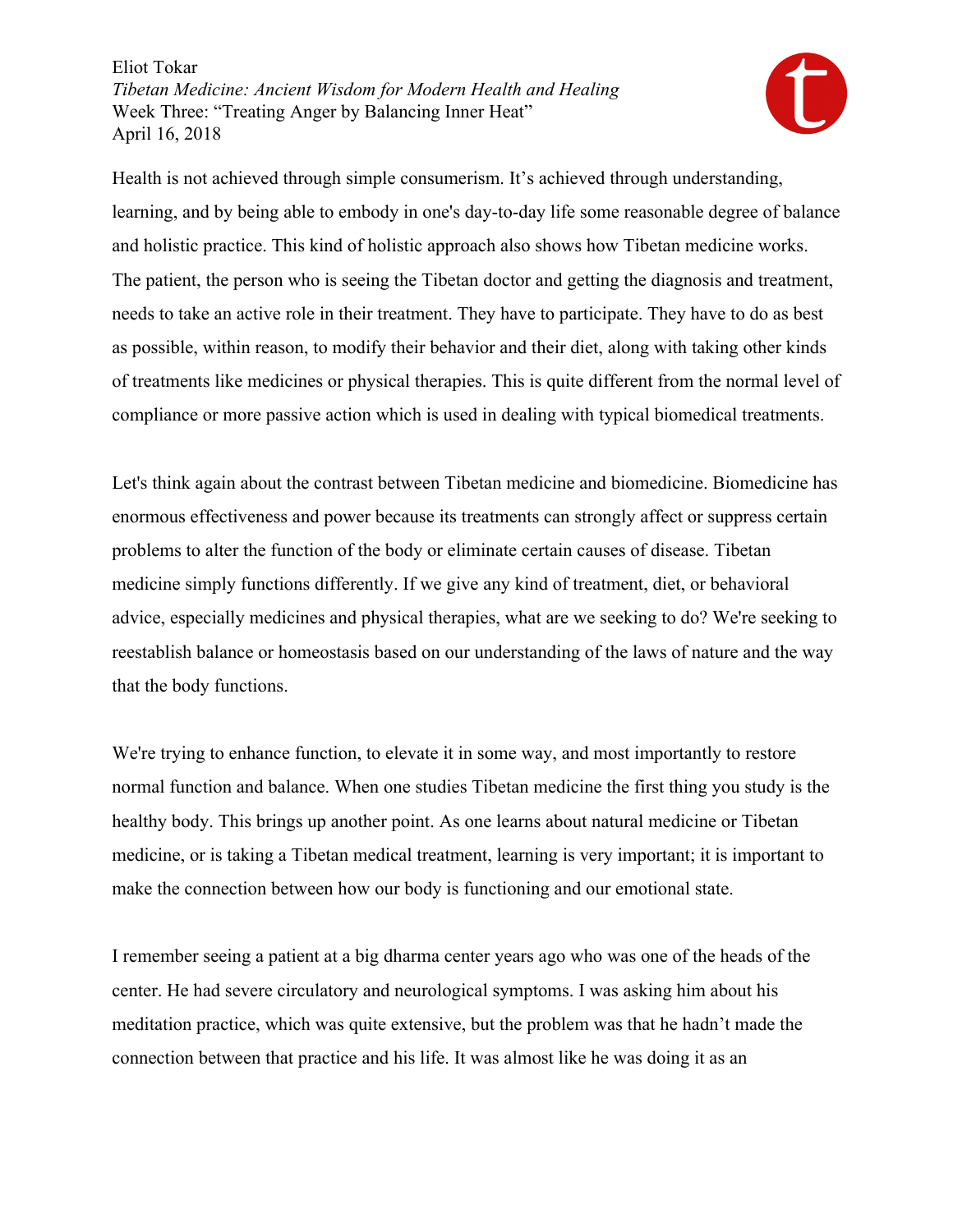Health is not achieved through simple consumerism. It's achieved through understanding, learning, and by being able to embody in one's day-to-day life some reasonable degree of balance and holistic practice. This kind of holistic approach also shows how Tibetan medicine works. The patient, the person who is seeing the Tibetan doctor and getting the diagnosis and treatment, needs to take an active role in their treatment. They have to participate. They have to do as best as possible, within reason, to modify their behavior and their diet, along with taking other kinds of treatments like medicines or physical therapies. This is quite different from the normal level of compliance or more passive action which is used in dealing with typical biomedical treatments.

Let's think again about the contrast between Tibetan medicine and biomedicine. Biomedicine has enormous effectiveness and power because its treatments can strongly affect or suppress certain problems to alter the function of the body or eliminate certain causes of disease. Tibetan medicine simply functions differently. If we give any kind of treatment, diet, or behavioral advice, especially medicines and physical therapies, what are we seeking to do? We're seeking to reestablish balance or homeostasis based on our understanding of the laws of nature and the way that the body functions.

We're trying to enhance function, to elevate it in some way, and most importantly to restore normal function and balance. When one studies Tibetan medicine the first thing you study is the healthy body. This brings up another point. As one learns about natural medicine or Tibetan medicine, or is taking a Tibetan medical treatment, learning is very important; it is important to make the connection between how our body is functioning and our emotional state.

I remember seeing a patient at a big dharma center years ago who was one of the heads of the center. He had severe circulatory and neurological symptoms. I was asking him about his meditation practice, which was quite extensive, but the problem was that he hadn't made the connection between that practice and his life. It was almost like he was doing it as an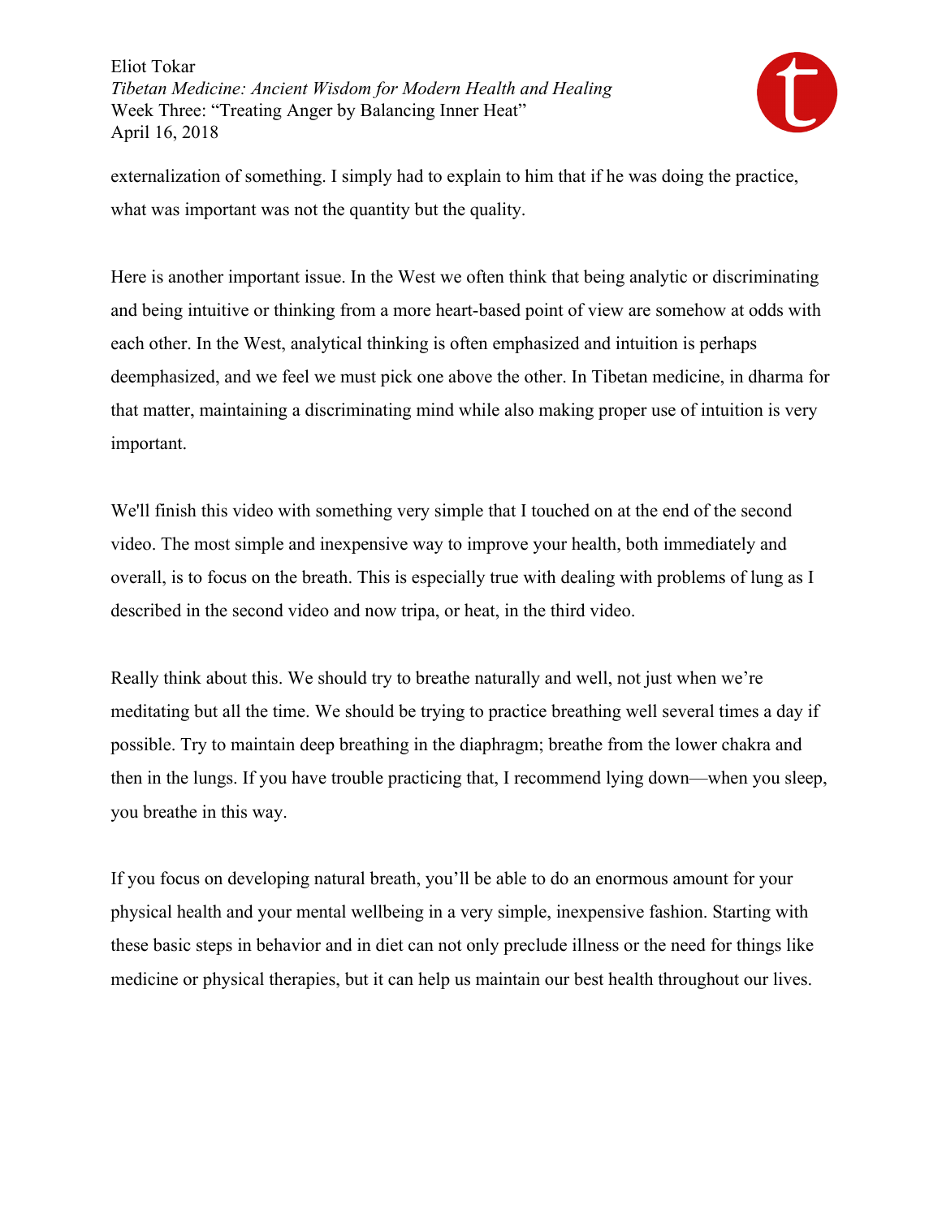externalization of something. I simply had to explain to him that if he was doing the practice, what was important was not the quantity but the quality.

Here is another important issue. In the West we often think that being analytic or discriminating and being intuitive or thinking from a more heart-based point of view are somehow at odds with each other. In the West, analytical thinking is often emphasized and intuition is perhaps deemphasized, and we feel we must pick one above the other. In Tibetan medicine, in dharma for that matter, maintaining a discriminating mind while also making proper use of intuition is very important.

We'll finish this video with something very simple that I touched on at the end of the second video. The most simple and inexpensive way to improve your health, both immediately and overall, is to focus on the breath. This is especially true with dealing with problems of lung as I described in the second video and now tripa, or heat, in the third video.

Really think about this. We should try to breathe naturally and well, not just when we're meditating but all the time. We should be trying to practice breathing well several times a day if possible. Try to maintain deep breathing in the diaphragm; breathe from the lower chakra and then in the lungs. If you have trouble practicing that, I recommend lying down—when you sleep, you breathe in this way.

If you focus on developing natural breath, you'll be able to do an enormous amount for your physical health and your mental wellbeing in a very simple, inexpensive fashion. Starting with these basic steps in behavior and in diet can not only preclude illness or the need for things like medicine or physical therapies, but it can help us maintain our best health throughout our lives.